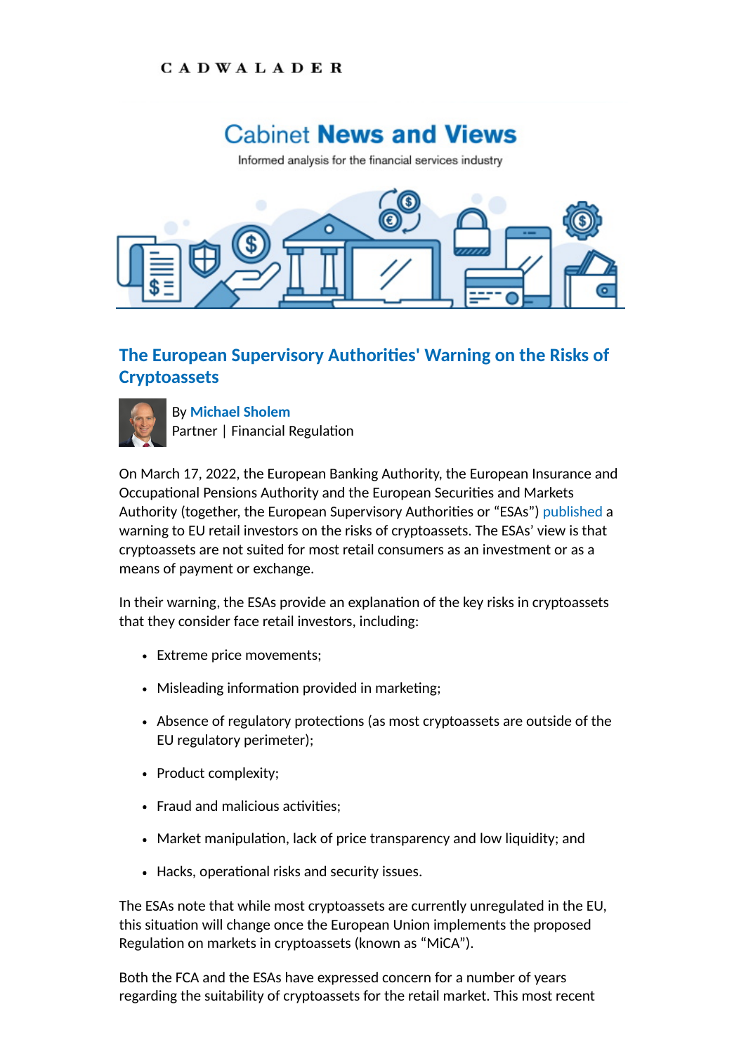CADWALADER

# Cabinet **News and Views**

Informed analysis for the financial services industry

## The European Supervisory Authorities' Warning on the Risks of Cryptoassets

By **Michael Sholem**
Partner | Financial Regulation

On March 17, 2022, the European Banking Authority, the European Insurance and Occupational Pensions Authority and the European Securities and Markets Authority (together, the European Supervisory Authorities or "ESAs") published a warning to EU retail investors on the risks of cryptoassets. The ESAs' view is that cryptoassets are not suited for most retail consumers as an investment or as a means of payment or exchange.

In their warning, the ESAs provide an explanation of the key risks in cryptoassets that they consider face retail investors, including:

- Extreme price movements;
- Misleading information provided in marketing;
- Absence of regulatory protections (as most cryptoassets are outside of the EU regulatory perimeter);
- Product complexity;
- Fraud and malicious activities;
- Market manipulation, lack of price transparency and low liquidity; and
- Hacks, operational risks and security issues.

The ESAs note that while most cryptoassets are currently unregulated in the EU, this situation will change once the European Union implements the proposed Regulation on markets in cryptoassets (known as "MiCA").

Both the FCA and the ESAs have expressed concern for a number of years regarding the suitability of cryptoassets for the retail market. This most recent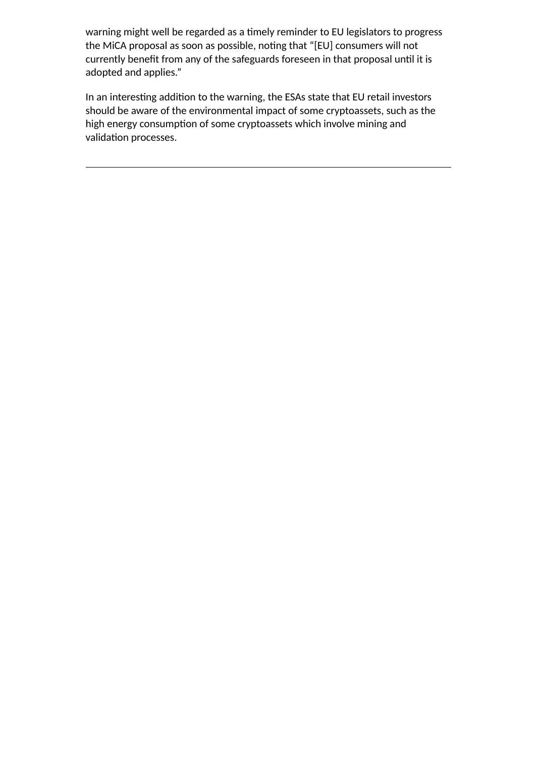warning might well be regarded as a timely reminder to EU legislators to progress the MiCA proposal as soon as possible, noting that "[EU] consumers will not currently benefit from any of the safeguards foreseen in that proposal until it is adopted and applies."

In an interesting addition to the warning, the ESAs state that EU retail investors should be aware of the environmental impact of some cryptoassets, such as the high energy consumption of some cryptoassets which involve mining and validation processes.

---